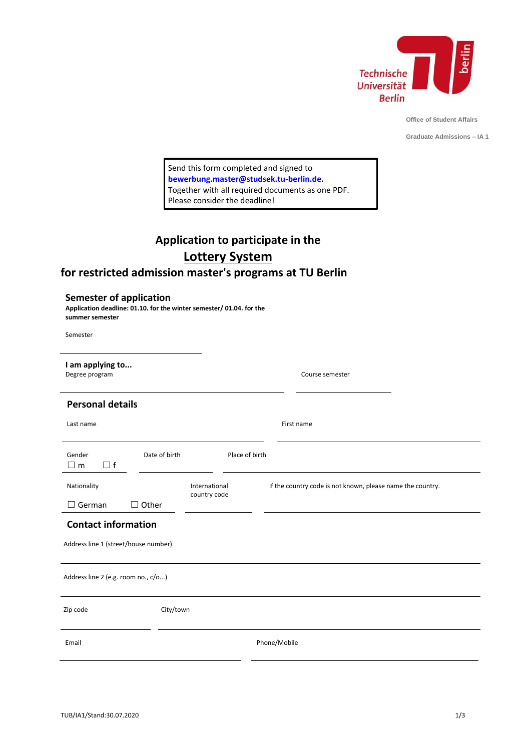Technische Universität Berlin

Office of Student Affairs

Graduate Admissions – IA 1

Send this form completed and signed to **bewerbung.master@studsek.tu-berlin.de**.
Together with all required documents as one PDF.
Please consider the deadline!

# Application to participate in the Lottery System for restricted admission master's programs at TU Berlin

## Semester of application

**Application deadline: 01.10. for the winter semester/ 01.04. for the summer semester**

Semester

## I am applying to...

Degree program

Course semester

## Personal details

Last name

First name

Gender
☐ m ☐ f

Date of birth

Place of birth

Nationality
☐ German ☐ Other

International country code

If the country code is not known, please name the country.

## Contact information

Address line 1 (street/house number)

Address line 2 (e.g. room no., c/o...)

Zip code

City/town

Email

Phone/Mobile

TUB/IA1/Stand:30.07.2020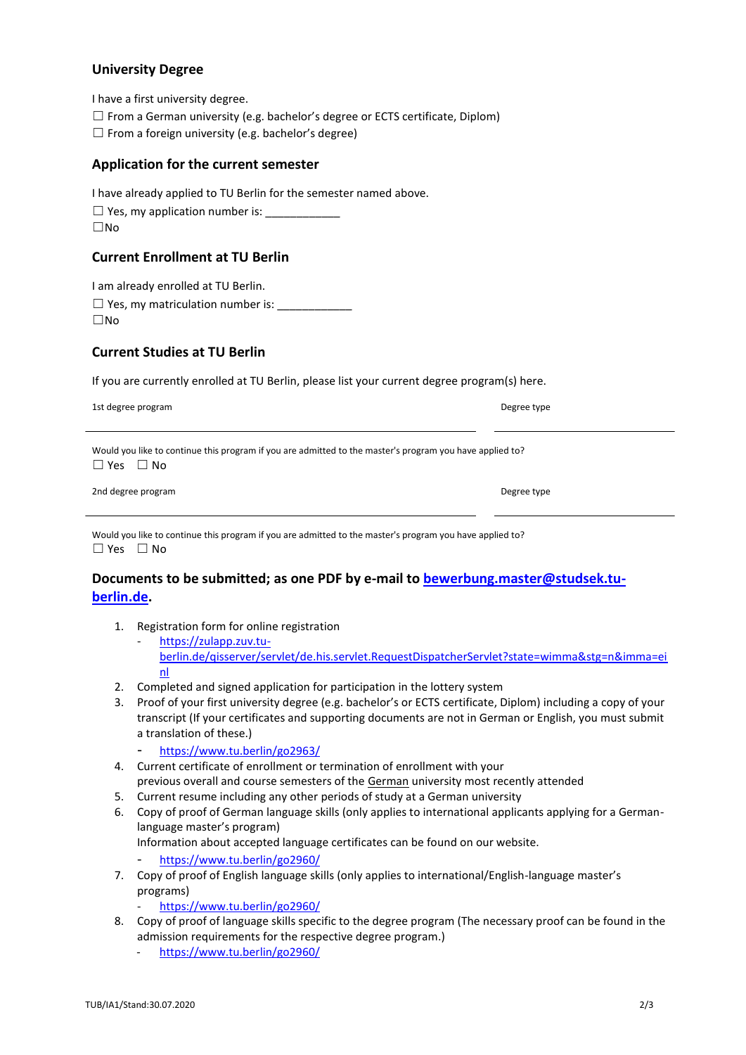## University Degree

I have a first university degree.

☐ From a German university (e.g. bachelor's degree or ECTS certificate, Diplom)

☐ From a foreign university (e.g. bachelor's degree)

## Application for the current semester

I have already applied to TU Berlin for the semester named above.

☐ Yes, my application number is: ____________

☐No

## Current Enrollment at TU Berlin

I am already enrolled at TU Berlin.

☐ Yes, my matriculation number is: ____________

☐No

## Current Studies at TU Berlin

If you are currently enrolled at TU Berlin, please list your current degree program(s) here.

1st degree program ______________________________ Degree type ______________

Would you like to continue this program if you are admitted to the master's program you have applied to?

☐ Yes ☐ No

2nd degree program ______________________________ Degree type ______________

Would you like to continue this program if you are admitted to the master's program you have applied to?

☐ Yes ☐ No

## Documents to be submitted; as one PDF by e-mail to [bewerbung.master@studsek.tu-berlin.de](mailto:bewerbung.master@studsek.tu-berlin.de).

1. Registration form for online registration
   - https://zulapp.zuv.tu-berlin.de/qisserver/servlet/de.his.servlet.RequestDispatcherServlet?state=wimma&stg=n&imma=einl
2. Completed and signed application for participation in the lottery system
3. Proof of your first university degree (e.g. bachelor's or ECTS certificate, Diplom) including a copy of your transcript (If your certificates and supporting documents are not in German or English, you must submit a translation of these.)
   - https://www.tu.berlin/go2963/
4. Current certificate of enrollment or termination of enrollment with your previous overall and course semesters of the German university most recently attended
5. Current resume including any other periods of study at a German university
6. Copy of proof of German language skills (only applies to international applicants applying for a German-language master's program)
   Information about accepted language certificates can be found on our website.
   - https://www.tu.berlin/go2960/
7. Copy of proof of English language skills (only applies to international/English-language master's programs)
   - https://www.tu.berlin/go2960/
8. Copy of proof of language skills specific to the degree program (The necessary proof can be found in the admission requirements for the respective degree program.)
   - https://www.tu.berlin/go2960/

TUB/IA1/Stand:30.07.2020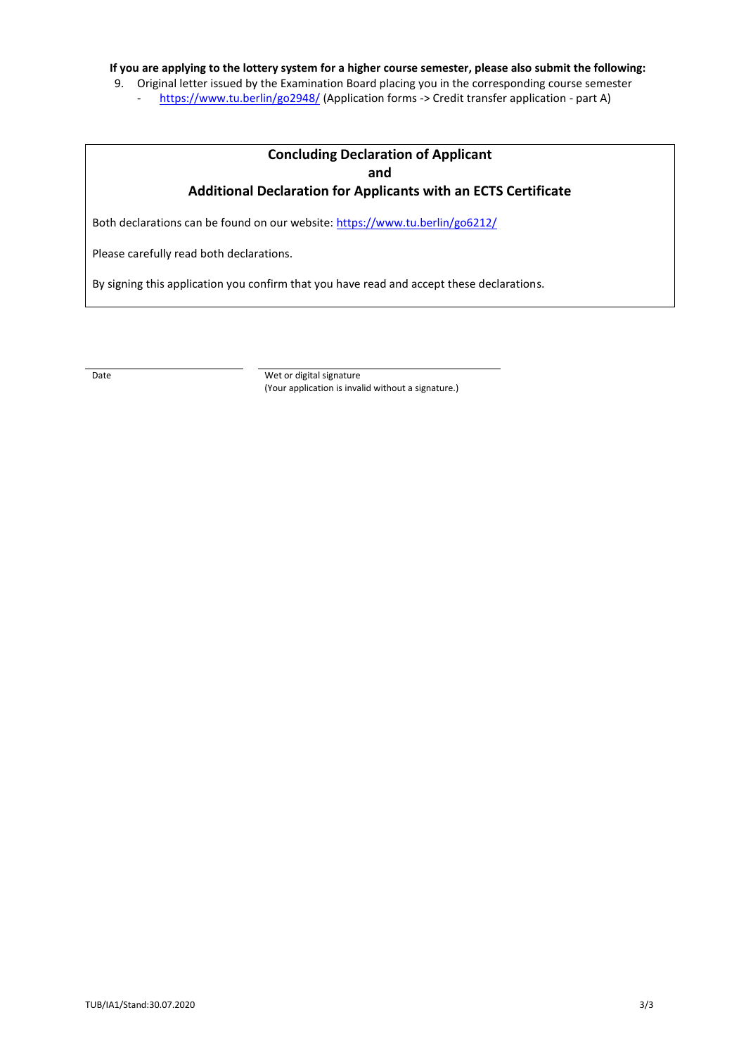**If you are applying to the lottery system for a higher course semester, please also submit the following:**

9. Original letter issued by the Examination Board placing you in the corresponding course semester
   - https://www.tu.berlin/go2948/ (Application forms -> Credit transfer application - part A)

## Concluding Declaration of Applicant and Additional Declaration for Applicants with an ECTS Certificate

Both declarations can be found on our website: https://www.tu.berlin/go6212/

Please carefully read both declarations.

By signing this application you confirm that you have read and accept these declarations.

Date

Wet or digital signature
(Your application is invalid without a signature.)

TUB/IA1/Stand:30.07.2020